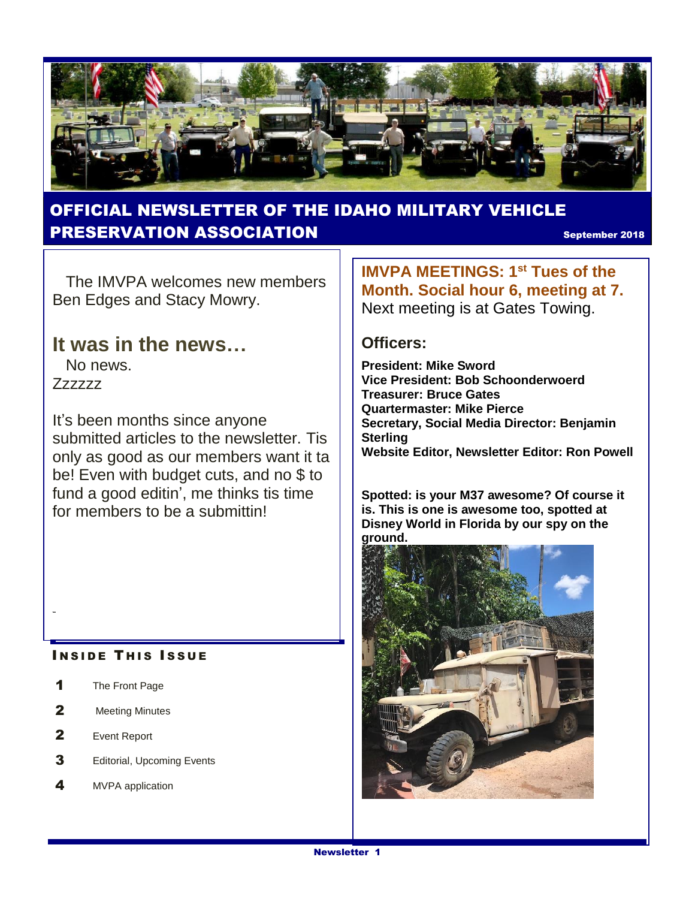# OFFICIAL NEWSLETTER OF THE IDAHO MILITARY VEHICLE PRESERVATION ASSOCIATION

**September 2018**

The IMVPA welcomes new members Ben Edges and Stacy Mowry.

## It was in the news…

No news.
Zzzzzz

It's been months since anyone submitted articles to the newsletter. Tis only as good as our members want it ta be! Even with budget cuts, and no $ to fund a good editin', me thinks tis time for members to be a submittin!

### INSIDE THIS ISSUE

| | |
|---|---|
| 1 | The Front Page |
| 2 | Meeting Minutes |
| 2 | Event Report |
| 3 | Editorial, Upcoming Events |
| 4 | MVPA application |

**IMVPA MEETINGS: 1st Tues of the Month. Social hour 6, meeting at 7.**
Next meeting is at Gates Towing.

### Officers:

**President: Mike Sword**
**Vice President: Bob Schoonderwoerd**
**Treasurer: Bruce Gates**
**Quartermaster: Mike Pierce**
**Secretary, Social Media Director: Benjamin Sterling**
**Website Editor, Newsletter Editor: Ron Powell**

**Spotted: is your M37 awesome? Of course it is. This is one is awesome too, spotted at Disney World in Florida by our spy on the ground.**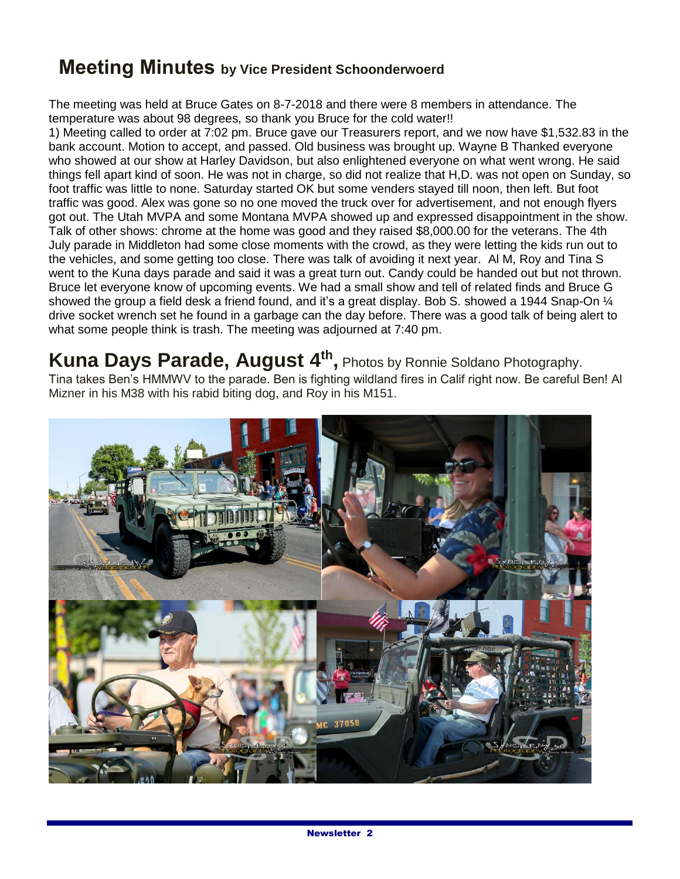## Meeting Minutes by Vice President Schoonderwoerd

The meeting was held at Bruce Gates on 8-7-2018 and there were 8 members in attendance. The temperature was about 98 degrees, so thank you Bruce for the cold water!!

1) Meeting called to order at 7:02 pm. Bruce gave our Treasurers report, and we now have $1,532.83 in the bank account. Motion to accept, and passed. Old business was brought up. Wayne B Thanked everyone who showed at our show at Harley Davidson, but also enlightened everyone on what went wrong. He said things fell apart kind of soon. He was not in charge, so did not realize that H,D. was not open on Sunday, so foot traffic was little to none. Saturday started OK but some venders stayed till noon, then left. But foot traffic was good. Alex was gone so no one moved the truck over for advertisement, and not enough flyers got out. The Utah MVPA and some Montana MVPA showed up and expressed disappointment in the show. Talk of other shows: chrome at the home was good and they raised $8,000.00 for the veterans. The 4th July parade in Middleton had some close moments with the crowd, as they were letting the kids run out to the vehicles, and some getting too close. There was talk of avoiding it next year. Al M, Roy and Tina S went to the Kuna days parade and said it was a great turn out. Candy could be handed out but not thrown. Bruce let everyone know of upcoming events. We had a small show and tell of related finds and Bruce G showed the group a field desk a friend found, and it's a great display. Bob S. showed a 1944 Snap-On ¼ drive socket wrench set he found in a garbage can the day before. There was a good talk of being alert to what some people think is trash. The meeting was adjourned at 7:40 pm.

## Kuna Days Parade, August 4th, Photos by Ronnie Soldano Photography.

Tina takes Ben's HMMWV to the parade. Ben is fighting wildland fires in Calif right now. Be careful Ben! Al Mizner in his M38 with his rabid biting dog, and Roy in his M151.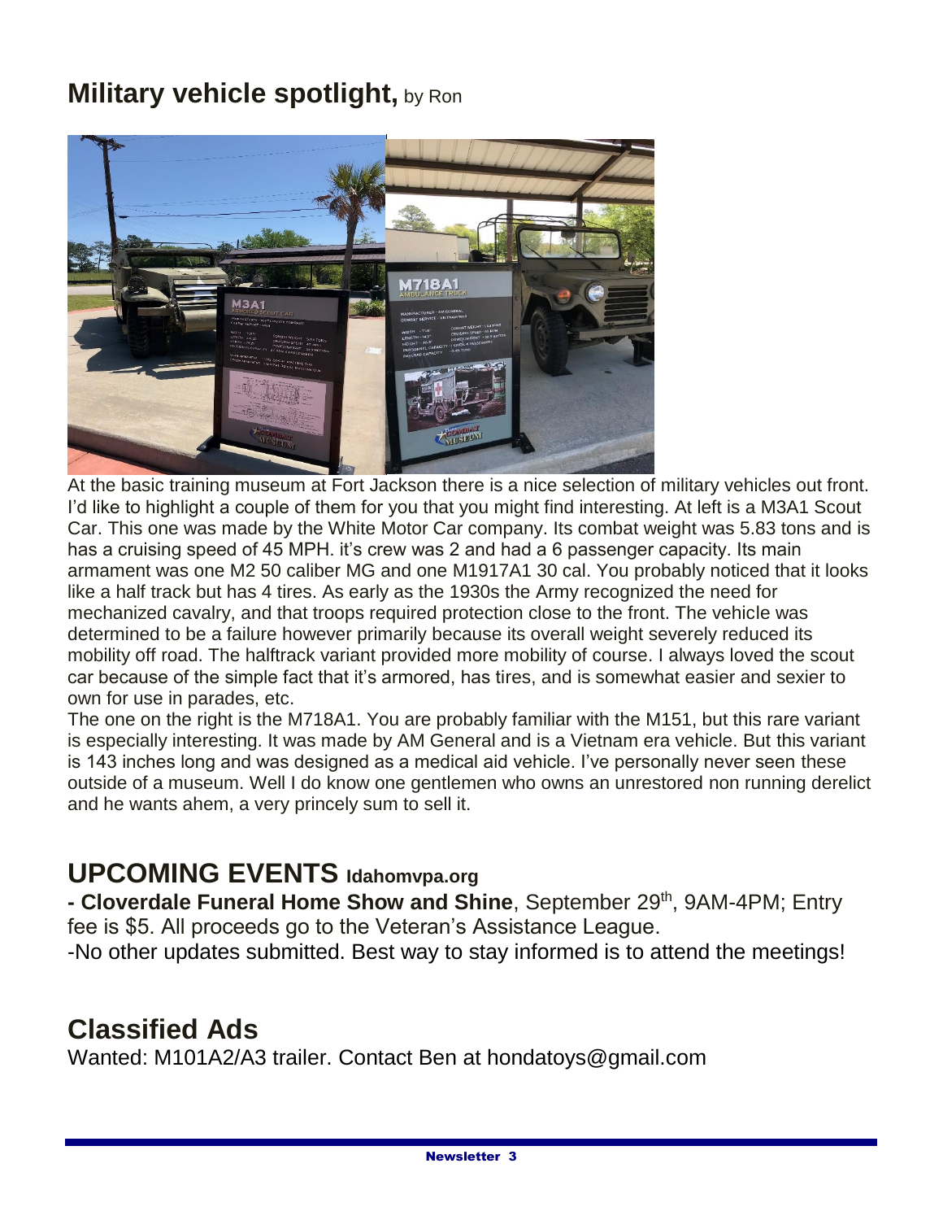## Military vehicle spotlight, by Ron

At the basic training museum at Fort Jackson there is a nice selection of military vehicles out front. I'd like to highlight a couple of them for you that you might find interesting. At left is a M3A1 Scout Car. This one was made by the White Motor Car company. Its combat weight was 5.83 tons and is has a cruising speed of 45 MPH. it's crew was 2 and had a 6 passenger capacity. Its main armament was one M2 50 caliber MG and one M1917A1 30 cal. You probably noticed that it looks like a half track but has 4 tires. As early as the 1930s the Army recognized the need for mechanized cavalry, and that troops required protection close to the front. The vehicle was determined to be a failure however primarily because its overall weight severely reduced its mobility off road. The halftrack variant provided more mobility of course. I always loved the scout car because of the simple fact that it's armored, has tires, and is somewhat easier and sexier to own for use in parades, etc.

The one on the right is the M718A1. You are probably familiar with the M151, but this rare variant is especially interesting. It was made by AM General and is a Vietnam era vehicle. But this variant is 143 inches long and was designed as a medical aid vehicle. I've personally never seen these outside of a museum. Well I do know one gentlemen who owns an unrestored non running derelict and he wants ahem, a very princely sum to sell it.

## UPCOMING EVENTS Idahomvpa.org

**- Cloverdale Funeral Home Show and Shine**, September 29th, 9AM-4PM; Entry fee is $5. All proceeds go to the Veteran's Assistance League.

-No other updates submitted. Best way to stay informed is to attend the meetings!

## Classified Ads

Wanted: M101A2/A3 trailer. Contact Ben at hondatoys@gmail.com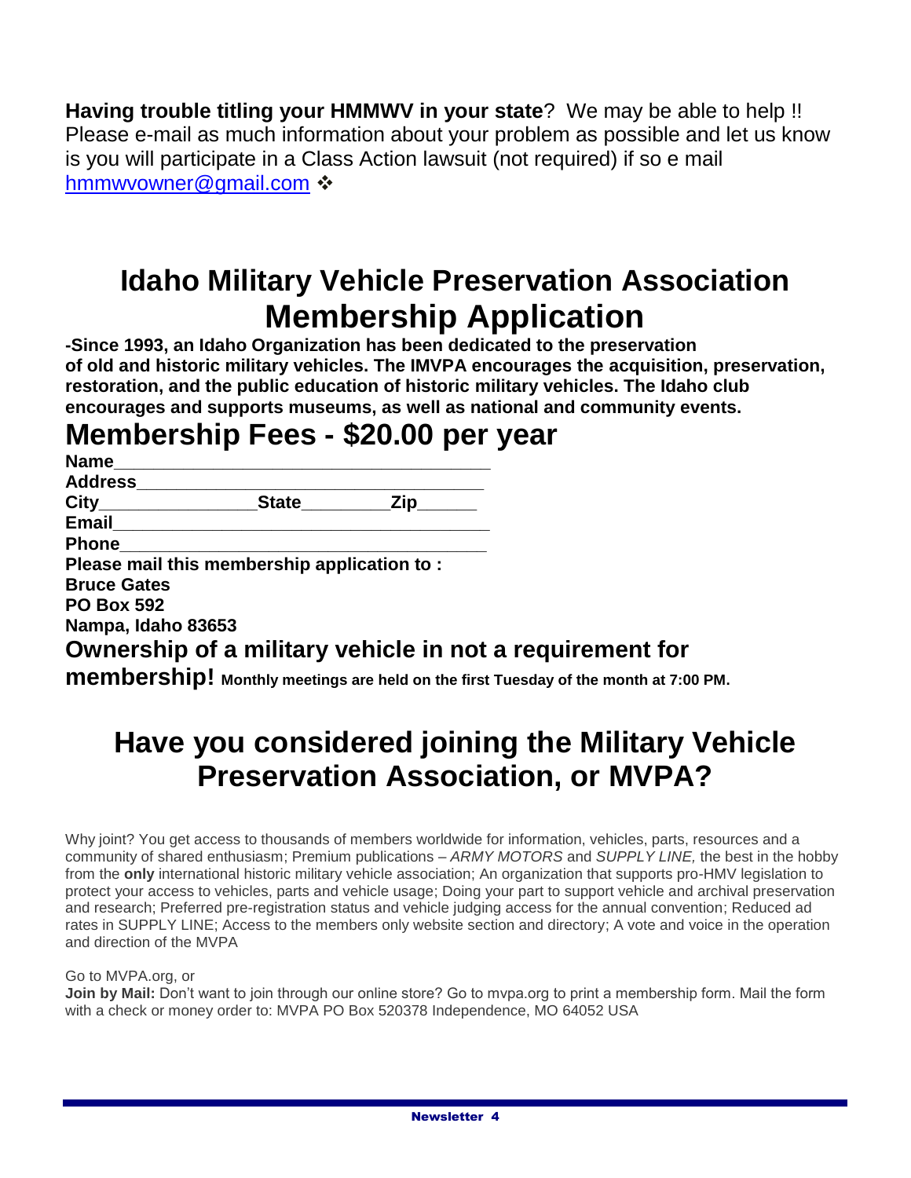**Having trouble titling your HMMWV in your state**? We may be able to help !! Please e-mail as much information about your problem as possible and let us know is you will participate in a Class Action lawsuit (not required) if so e mail hmmwvowner@gmail.com ❖

# Idaho Military Vehicle Preservation Association Membership Application

**-Since 1993, an Idaho Organization has been dedicated to the preservation of old and historic military vehicles. The IMVPA encourages the acquisition, preservation, restoration, and the public education of historic military vehicles. The Idaho club encourages and supports museums, as well as national and community events.**

# Membership Fees - $20.00 per year

**Name**______________________________________

**Address**_________________________________

**City**_______________**State**_________**Zip**______

**Email**_____________________________________

**Phone**____________________________________

**Please mail this membership application to :**

**Bruce Gates**

**PO Box 592**

**Nampa, Idaho 83653**

## Ownership of a military vehicle in not a requirement for membership! **Monthly meetings are held on the first Tuesday of the month at 7:00 PM.**

# Have you considered joining the Military Vehicle Preservation Association, or MVPA?

Why joint? You get access to thousands of members worldwide for information, vehicles, parts, resources and a community of shared enthusiasm; Premium publications – *ARMY MOTORS* and *SUPPLY LINE,* the best in the hobby from the **only** international historic military vehicle association; An organization that supports pro-HMV legislation to protect your access to vehicles, parts and vehicle usage; Doing your part to support vehicle and archival preservation and research; Preferred pre-registration status and vehicle judging access for the annual convention; Reduced ad rates in SUPPLY LINE; Access to the members only website section and directory; A vote and voice in the operation and direction of the MVPA

Go to MVPA.org, or

**Join by Mail:** Don't want to join through our online store? Go to mvpa.org to print a membership form. Mail the form with a check or money order to: MVPA PO Box 520378 Independence, MO 64052 USA